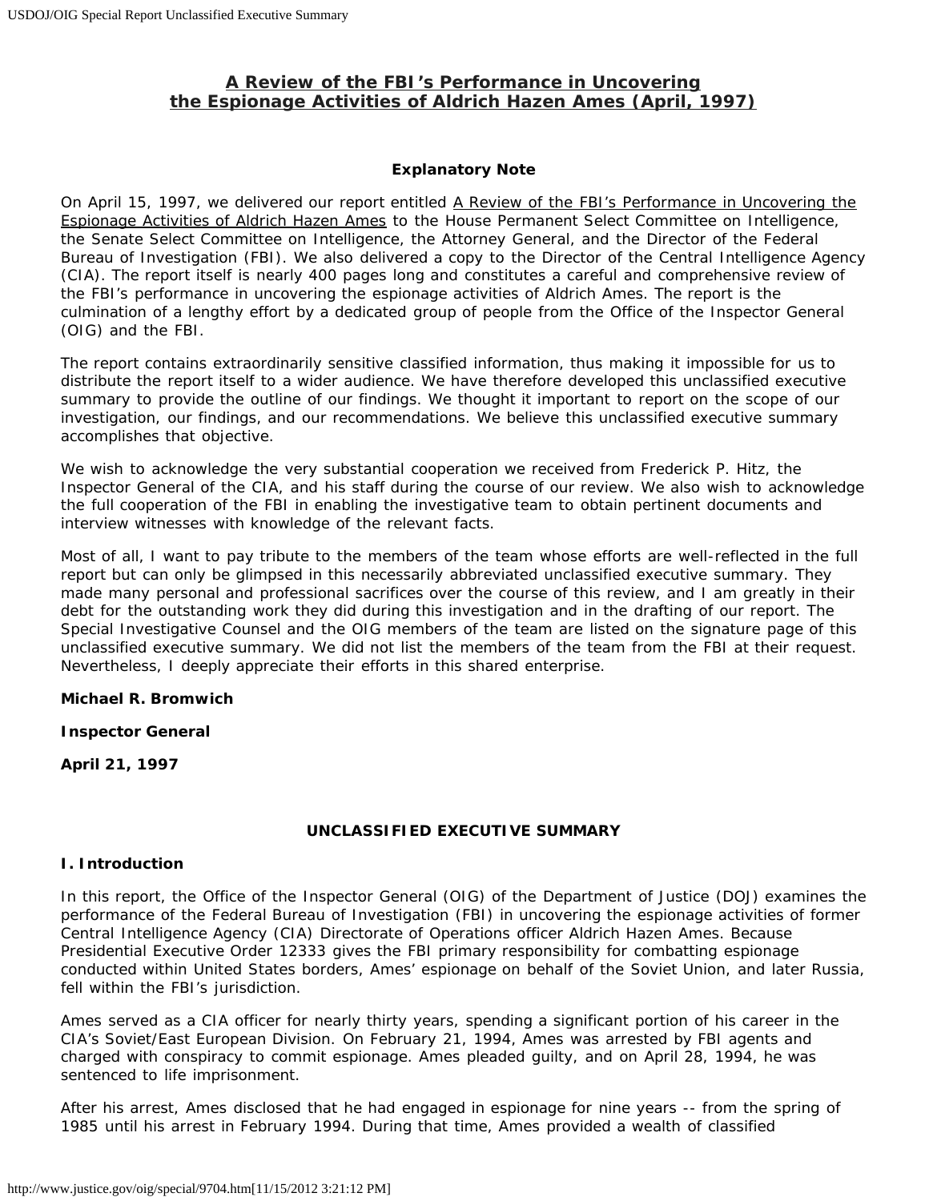# A Review of the FBI's Performance in Uncovering the Espionage Activities of Aldrich Hazen Ames (April, 1997)

### Explanatory Note

On April 15, 1997, we delivered our report entitled A Review of the FBI's Performance in Uncovering the Espionage Activities of Aldrich Hazen Ames to the House Permanent Select Committee on Intelligence, the Senate Select Committee on Intelligence, the Attorney General, and the Director of the Federal Bureau of Investigation (FBI). We also delivered a copy to the Director of the Central Intelligence Agency (CIA). The report itself is nearly 400 pages long and constitutes a careful and comprehensive review of the FBI's performance in uncovering the espionage activities of Aldrich Ames. The report is the culmination of a lengthy effort by a dedicated group of people from the Office of the Inspector General (OIG) and the FBI.

The report contains extraordinarily sensitive classified information, thus making it impossible for us to distribute the report itself to a wider audience. We have therefore developed this unclassified executive summary to provide the outline of our findings. We thought it important to report on the scope of our investigation, our findings, and our recommendations. We believe this unclassified executive summary accomplishes that objective.

We wish to acknowledge the very substantial cooperation we received from Frederick P. Hitz, the Inspector General of the CIA, and his staff during the course of our review. We also wish to acknowledge the full cooperation of the FBI in enabling the investigative team to obtain pertinent documents and interview witnesses with knowledge of the relevant facts.

Most of all, I want to pay tribute to the members of the team whose efforts are well-reflected in the full report but can only be glimpsed in this necessarily abbreviated unclassified executive summary. They made many personal and professional sacrifices over the course of this review, and I am greatly in their debt for the outstanding work they did during this investigation and in the drafting of our report. The Special Investigative Counsel and the OIG members of the team are listed on the signature page of this unclassified executive summary. We did not list the members of the team from the FBI at their request. Nevertheless, I deeply appreciate their efforts in this shared enterprise.

**Michael R. Bromwich**

**Inspector General**

**April 21, 1997**

## UNCLASSIFIED EXECUTIVE SUMMARY

### I. Introduction

In this report, the Office of the Inspector General (OIG) of the Department of Justice (DOJ) examines the performance of the Federal Bureau of Investigation (FBI) in uncovering the espionage activities of former Central Intelligence Agency (CIA) Directorate of Operations officer Aldrich Hazen Ames. Because Presidential Executive Order 12333 gives the FBI primary responsibility for combatting espionage conducted within United States borders, Ames' espionage on behalf of the Soviet Union, and later Russia, fell within the FBI's jurisdiction.

Ames served as a CIA officer for nearly thirty years, spending a significant portion of his career in the CIA's Soviet/East European Division. On February 21, 1994, Ames was arrested by FBI agents and charged with conspiracy to commit espionage. Ames pleaded guilty, and on April 28, 1994, he was sentenced to life imprisonment.

After his arrest, Ames disclosed that he had engaged in espionage for nine years -- from the spring of 1985 until his arrest in February 1994. During that time, Ames provided a wealth of classified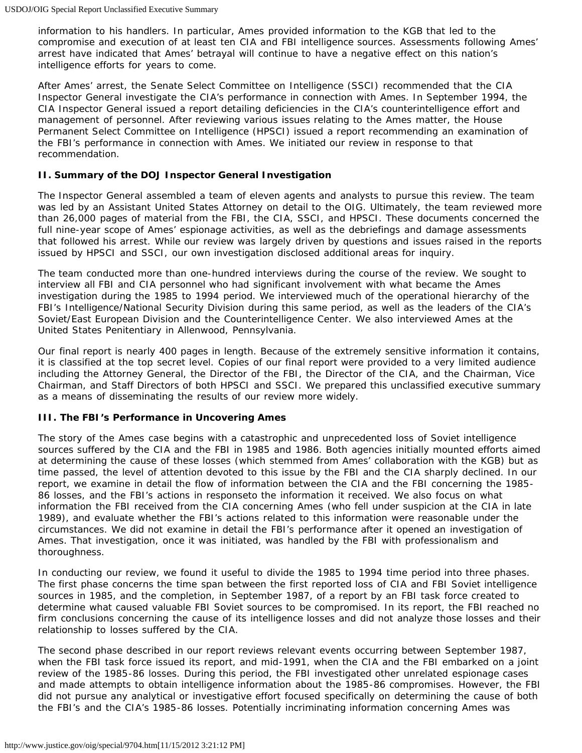information to his handlers. In particular, Ames provided information to the KGB that led to the compromise and execution of at least ten CIA and FBI intelligence sources. Assessments following Ames' arrest have indicated that Ames' betrayal will continue to have a negative effect on this nation's intelligence efforts for years to come.

After Ames' arrest, the Senate Select Committee on Intelligence (SSCI) recommended that the CIA Inspector General investigate the CIA's performance in connection with Ames. In September 1994, the CIA Inspector General issued a report detailing deficiencies in the CIA's counterintelligence effort and management of personnel. After reviewing various issues relating to the Ames matter, the House Permanent Select Committee on Intelligence (HPSCI) issued a report recommending an examination of the FBI's performance in connection with Ames. We initiated our review in response to that recommendation.

## II. Summary of the DOJ Inspector General Investigation

The Inspector General assembled a team of eleven agents and analysts to pursue this review. The team was led by an Assistant United States Attorney on detail to the OIG. Ultimately, the team reviewed more than 26,000 pages of material from the FBI, the CIA, SSCI, and HPSCI. These documents concerned the full nine-year scope of Ames' espionage activities, as well as the debriefings and damage assessments that followed his arrest. While our review was largely driven by questions and issues raised in the reports issued by HPSCI and SSCI, our own investigation disclosed additional areas for inquiry.

The team conducted more than one-hundred interviews during the course of the review. We sought to interview all FBI and CIA personnel who had significant involvement with what became the Ames investigation during the 1985 to 1994 period. We interviewed much of the operational hierarchy of the FBI's Intelligence/National Security Division during this same period, as well as the leaders of the CIA's Soviet/East European Division and the Counterintelligence Center. We also interviewed Ames at the United States Penitentiary in Allenwood, Pennsylvania.

Our final report is nearly 400 pages in length. Because of the extremely sensitive information it contains, it is classified at the top secret level. Copies of our final report were provided to a very limited audience including the Attorney General, the Director of the FBI, the Director of the CIA, and the Chairman, Vice Chairman, and Staff Directors of both HPSCI and SSCI. We prepared this unclassified executive summary as a means of disseminating the results of our review more widely.

## III. The FBI's Performance in Uncovering Ames

The story of the Ames case begins with a catastrophic and unprecedented loss of Soviet intelligence sources suffered by the CIA and the FBI in 1985 and 1986. Both agencies initially mounted efforts aimed at determining the cause of these losses (which stemmed from Ames' collaboration with the KGB) but as time passed, the level of attention devoted to this issue by the FBI and the CIA sharply declined. In our report, we examine in detail the flow of information between the CIA and the FBI concerning the 1985-86 losses, and the FBI's actions in responseto the information it received. We also focus on what information the FBI received from the CIA concerning Ames (who fell under suspicion at the CIA in late 1989), and evaluate whether the FBI's actions related to this information were reasonable under the circumstances. We did not examine in detail the FBI's performance after it opened an investigation of Ames. That investigation, once it was initiated, was handled by the FBI with professionalism and thoroughness.

In conducting our review, we found it useful to divide the 1985 to 1994 time period into three phases. The first phase concerns the time span between the first reported loss of CIA and FBI Soviet intelligence sources in 1985, and the completion, in September 1987, of a report by an FBI task force created to determine what caused valuable FBI Soviet sources to be compromised. In its report, the FBI reached no firm conclusions concerning the cause of its intelligence losses and did not analyze those losses and their relationship to losses suffered by the CIA.

The second phase described in our report reviews relevant events occurring between September 1987, when the FBI task force issued its report, and mid-1991, when the CIA and the FBI embarked on a joint review of the 1985-86 losses. During this period, the FBI investigated other unrelated espionage cases and made attempts to obtain intelligence information about the 1985-86 compromises. However, the FBI did not pursue any analytical or investigative effort focused specifically on determining the cause of both the FBI's and the CIA's 1985-86 losses. Potentially incriminating information concerning Ames was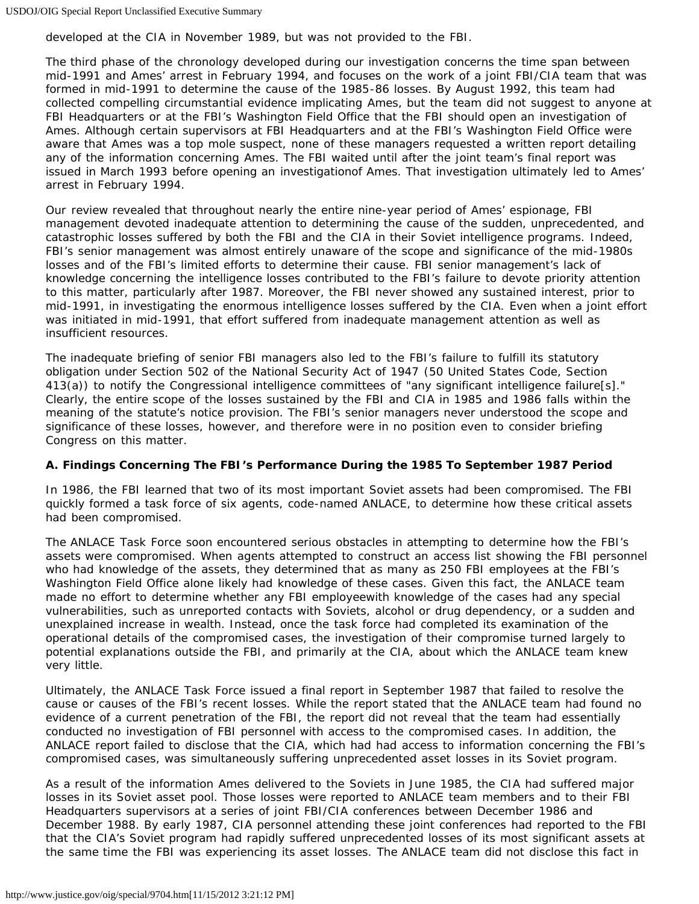developed at the CIA in November 1989, but was not provided to the FBI.

The third phase of the chronology developed during our investigation concerns the time span between mid-1991 and Ames' arrest in February 1994, and focuses on the work of a joint FBI/CIA team that was formed in mid-1991 to determine the cause of the 1985-86 losses. By August 1992, this team had collected compelling circumstantial evidence implicating Ames, but the team did not suggest to anyone at FBI Headquarters or at the FBI's Washington Field Office that the FBI should open an investigation of Ames. Although certain supervisors at FBI Headquarters and at the FBI's Washington Field Office were aware that Ames was a top mole suspect, none of these managers requested a written report detailing any of the information concerning Ames. The FBI waited until after the joint team's final report was issued in March 1993 before opening an investigationof Ames. That investigation ultimately led to Ames' arrest in February 1994.

Our review revealed that throughout nearly the entire nine-year period of Ames' espionage, FBI management devoted inadequate attention to determining the cause of the sudden, unprecedented, and catastrophic losses suffered by both the FBI and the CIA in their Soviet intelligence programs. Indeed, FBI's senior management was almost entirely unaware of the scope and significance of the mid-1980s losses and of the FBI's limited efforts to determine their cause. FBI senior management's lack of knowledge concerning the intelligence losses contributed to the FBI's failure to devote priority attention to this matter, particularly after 1987. Moreover, the FBI never showed any sustained interest, prior to mid-1991, in investigating the enormous intelligence losses suffered by the CIA. Even when a joint effort was initiated in mid-1991, that effort suffered from inadequate management attention as well as insufficient resources.

The inadequate briefing of senior FBI managers also led to the FBI's failure to fulfill its statutory obligation under Section 502 of the National Security Act of 1947 (50 United States Code, Section 413(a)) to notify the Congressional intelligence committees of "any significant intelligence failure[s]." Clearly, the entire scope of the losses sustained by the FBI and CIA in 1985 and 1986 falls within the meaning of the statute's notice provision. The FBI's senior managers never understood the scope and significance of these losses, however, and therefore were in no position even to consider briefing Congress on this matter.

**A. Findings Concerning The FBI's Performance During the 1985 To September 1987 Period**

In 1986, the FBI learned that two of its most important Soviet assets had been compromised. The FBI quickly formed a task force of six agents, code-named ANLACE, to determine how these critical assets had been compromised.

The ANLACE Task Force soon encountered serious obstacles in attempting to determine how the FBI's assets were compromised. When agents attempted to construct an access list showing the FBI personnel who had knowledge of the assets, they determined that as many as 250 FBI employees at the FBI's Washington Field Office alone likely had knowledge of these cases. Given this fact, the ANLACE team made no effort to determine whether any FBI employeewith knowledge of the cases had any special vulnerabilities, such as unreported contacts with Soviets, alcohol or drug dependency, or a sudden and unexplained increase in wealth. Instead, once the task force had completed its examination of the operational details of the compromised cases, the investigation of their compromise turned largely to potential explanations outside the FBI, and primarily at the CIA, about which the ANLACE team knew very little.

Ultimately, the ANLACE Task Force issued a final report in September 1987 that failed to resolve the cause or causes of the FBI's recent losses. While the report stated that the ANLACE team had found no evidence of a current penetration of the FBI, the report did not reveal that the team had essentially conducted no investigation of FBI personnel with access to the compromised cases. In addition, the ANLACE report failed to disclose that the CIA, which had had access to information concerning the FBI's compromised cases, was simultaneously suffering unprecedented asset losses in its Soviet program.

As a result of the information Ames delivered to the Soviets in June 1985, the CIA had suffered major losses in its Soviet asset pool. Those losses were reported to ANLACE team members and to their FBI Headquarters supervisors at a series of joint FBI/CIA conferences between December 1986 and December 1988. By early 1987, CIA personnel attending these joint conferences had reported to the FBI that the CIA's Soviet program had rapidly suffered unprecedented losses of its most significant assets at the same time the FBI was experiencing its asset losses. The ANLACE team did not disclose this fact in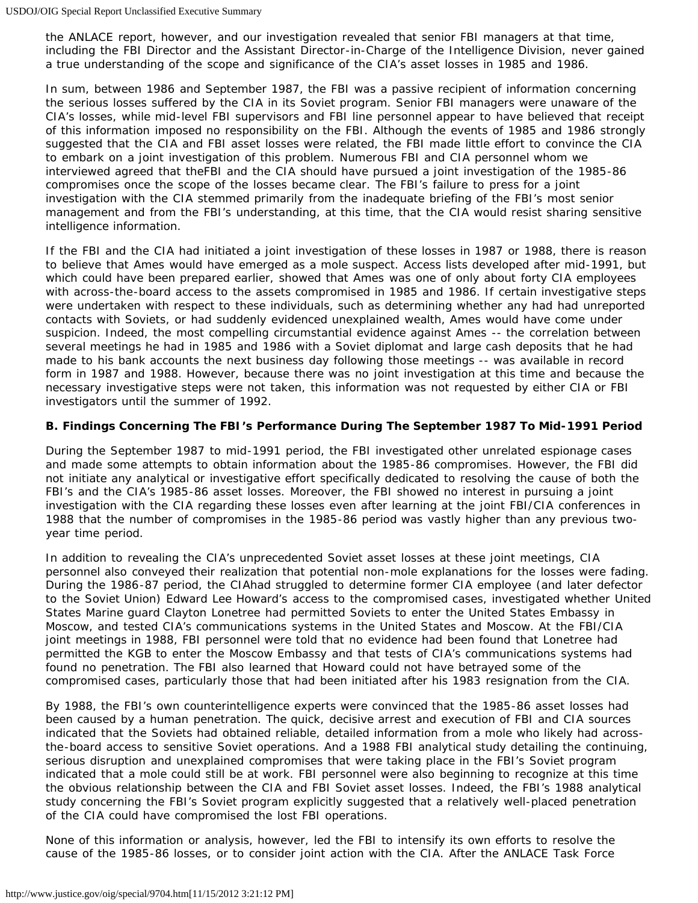the ANLACE report, however, and our investigation revealed that senior FBI managers at that time, including the FBI Director and the Assistant Director-in-Charge of the Intelligence Division, never gained a true understanding of the scope and significance of the CIA's asset losses in 1985 and 1986.

In sum, between 1986 and September 1987, the FBI was a passive recipient of information concerning the serious losses suffered by the CIA in its Soviet program. Senior FBI managers were unaware of the CIA's losses, while mid-level FBI supervisors and FBI line personnel appear to have believed that receipt of this information imposed no responsibility on the FBI. Although the events of 1985 and 1986 strongly suggested that the CIA and FBI asset losses were related, the FBI made little effort to convince the CIA to embark on a joint investigation of this problem. Numerous FBI and CIA personnel whom we interviewed agreed that theFBI and the CIA should have pursued a joint investigation of the 1985-86 compromises once the scope of the losses became clear. The FBI's failure to press for a joint investigation with the CIA stemmed primarily from the inadequate briefing of the FBI's most senior management and from the FBI's understanding, at this time, that the CIA would resist sharing sensitive intelligence information.

If the FBI and the CIA had initiated a joint investigation of these losses in 1987 or 1988, there is reason to believe that Ames would have emerged as a mole suspect. Access lists developed after mid-1991, but which could have been prepared earlier, showed that Ames was one of only about forty CIA employees with across-the-board access to the assets compromised in 1985 and 1986. If certain investigative steps were undertaken with respect to these individuals, such as determining whether any had had unreported contacts with Soviets, or had suddenly evidenced unexplained wealth, Ames would have come under suspicion. Indeed, the most compelling circumstantial evidence against Ames -- the correlation between several meetings he had in 1985 and 1986 with a Soviet diplomat and large cash deposits that he had made to his bank accounts the next business day following those meetings -- was available in record form in 1987 and 1988. However, because there was no joint investigation at this time and because the necessary investigative steps were not taken, this information was not requested by either CIA or FBI investigators until the summer of 1992.

**B. Findings Concerning The FBI's Performance During The September 1987 To Mid-1991 Period**

During the September 1987 to mid-1991 period, the FBI investigated other unrelated espionage cases and made some attempts to obtain information about the 1985-86 compromises. However, the FBI did not initiate any analytical or investigative effort specifically dedicated to resolving the cause of both the FBI's and the CIA's 1985-86 asset losses. Moreover, the FBI showed no interest in pursuing a joint investigation with the CIA regarding these losses even after learning at the joint FBI/CIA conferences in 1988 that the number of compromises in the 1985-86 period was vastly higher than any previous two-year time period.

In addition to revealing the CIA's unprecedented Soviet asset losses at these joint meetings, CIA personnel also conveyed their realization that potential non-mole explanations for the losses were fading. During the 1986-87 period, the CIAhad struggled to determine former CIA employee (and later defector to the Soviet Union) Edward Lee Howard's access to the compromised cases, investigated whether United States Marine guard Clayton Lonetree had permitted Soviets to enter the United States Embassy in Moscow, and tested CIA's communications systems in the United States and Moscow. At the FBI/CIA joint meetings in 1988, FBI personnel were told that no evidence had been found that Lonetree had permitted the KGB to enter the Moscow Embassy and that tests of CIA's communications systems had found no penetration. The FBI also learned that Howard could not have betrayed some of the compromised cases, particularly those that had been initiated after his 1983 resignation from the CIA.

By 1988, the FBI's own counterintelligence experts were convinced that the 1985-86 asset losses had been caused by a human penetration. The quick, decisive arrest and execution of FBI and CIA sources indicated that the Soviets had obtained reliable, detailed information from a mole who likely had across-the-board access to sensitive Soviet operations. And a 1988 FBI analytical study detailing the continuing, serious disruption and unexplained compromises that were taking place in the FBI's Soviet program indicated that a mole could still be at work. FBI personnel were also beginning to recognize at this time the obvious relationship between the CIA and FBI Soviet asset losses. Indeed, the FBI's 1988 analytical study concerning the FBI's Soviet program explicitly suggested that a relatively well-placed penetration of the CIA could have compromised the lost FBI operations.

None of this information or analysis, however, led the FBI to intensify its own efforts to resolve the cause of the 1985-86 losses, or to consider joint action with the CIA. After the ANLACE Task Force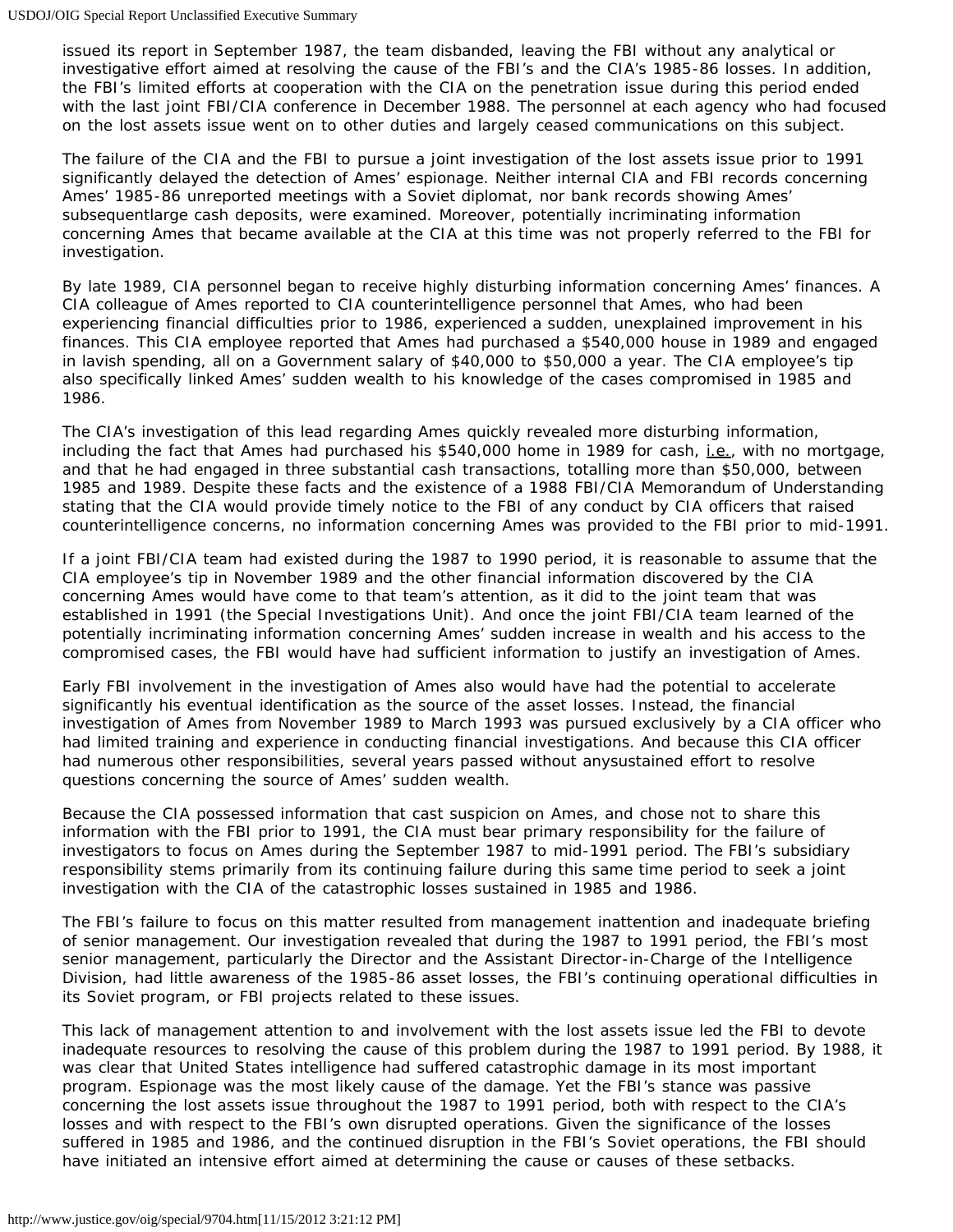issued its report in September 1987, the team disbanded, leaving the FBI without any analytical or investigative effort aimed at resolving the cause of the FBI's and the CIA's 1985-86 losses. In addition, the FBI's limited efforts at cooperation with the CIA on the penetration issue during this period ended with the last joint FBI/CIA conference in December 1988. The personnel at each agency who had focused on the lost assets issue went on to other duties and largely ceased communications on this subject.

The failure of the CIA and the FBI to pursue a joint investigation of the lost assets issue prior to 1991 significantly delayed the detection of Ames' espionage. Neither internal CIA and FBI records concerning Ames' 1985-86 unreported meetings with a Soviet diplomat, nor bank records showing Ames' subsequentlarge cash deposits, were examined. Moreover, potentially incriminating information concerning Ames that became available at the CIA at this time was not properly referred to the FBI for investigation.

By late 1989, CIA personnel began to receive highly disturbing information concerning Ames' finances. A CIA colleague of Ames reported to CIA counterintelligence personnel that Ames, who had been experiencing financial difficulties prior to 1986, experienced a sudden, unexplained improvement in his finances. This CIA employee reported that Ames had purchased a $540,000 house in 1989 and engaged in lavish spending, all on a Government salary of $40,000 to $50,000 a year. The CIA employee's tip also specifically linked Ames' sudden wealth to his knowledge of the cases compromised in 1985 and 1986.

The CIA's investigation of this lead regarding Ames quickly revealed more disturbing information, including the fact that Ames had purchased his $540,000 home in 1989 for cash, i.e., with no mortgage, and that he had engaged in three substantial cash transactions, totalling more than $50,000, between 1985 and 1989. Despite these facts and the existence of a 1988 FBI/CIA Memorandum of Understanding stating that the CIA would provide timely notice to the FBI of any conduct by CIA officers that raised counterintelligence concerns, no information concerning Ames was provided to the FBI prior to mid-1991.

If a joint FBI/CIA team had existed during the 1987 to 1990 period, it is reasonable to assume that the CIA employee's tip in November 1989 and the other financial information discovered by the CIA concerning Ames would have come to that team's attention, as it did to the joint team that was established in 1991 (the Special Investigations Unit). And once the joint FBI/CIA team learned of the potentially incriminating information concerning Ames' sudden increase in wealth and his access to the compromised cases, the FBI would have had sufficient information to justify an investigation of Ames.

Early FBI involvement in the investigation of Ames also would have had the potential to accelerate significantly his eventual identification as the source of the asset losses. Instead, the financial investigation of Ames from November 1989 to March 1993 was pursued exclusively by a CIA officer who had limited training and experience in conducting financial investigations. And because this CIA officer had numerous other responsibilities, several years passed without anysustained effort to resolve questions concerning the source of Ames' sudden wealth.

Because the CIA possessed information that cast suspicion on Ames, and chose not to share this information with the FBI prior to 1991, the CIA must bear primary responsibility for the failure of investigators to focus on Ames during the September 1987 to mid-1991 period. The FBI's subsidiary responsibility stems primarily from its continuing failure during this same time period to seek a joint investigation with the CIA of the catastrophic losses sustained in 1985 and 1986.

The FBI's failure to focus on this matter resulted from management inattention and inadequate briefing of senior management. Our investigation revealed that during the 1987 to 1991 period, the FBI's most senior management, particularly the Director and the Assistant Director-in-Charge of the Intelligence Division, had little awareness of the 1985-86 asset losses, the FBI's continuing operational difficulties in its Soviet program, or FBI projects related to these issues.

This lack of management attention to and involvement with the lost assets issue led the FBI to devote inadequate resources to resolving the cause of this problem during the 1987 to 1991 period. By 1988, it was clear that United States intelligence had suffered catastrophic damage in its most important program. Espionage was the most likely cause of the damage. Yet the FBI's stance was passive concerning the lost assets issue throughout the 1987 to 1991 period, both with respect to the CIA's losses and with respect to the FBI's own disrupted operations. Given the significance of the losses suffered in 1985 and 1986, and the continued disruption in the FBI's Soviet operations, the FBI should have initiated an intensive effort aimed at determining the cause or causes of these setbacks.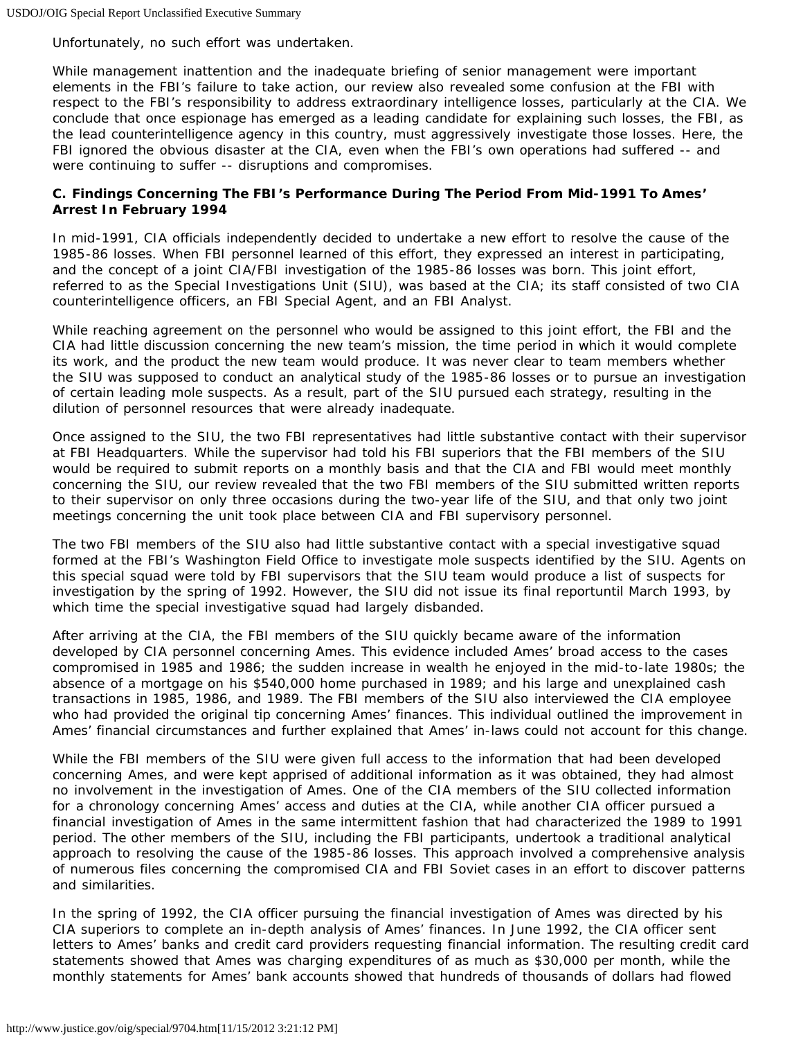Unfortunately, no such effort was undertaken.

While management inattention and the inadequate briefing of senior management were important elements in the FBI's failure to take action, our review also revealed some confusion at the FBI with respect to the FBI's responsibility to address extraordinary intelligence losses, particularly at the CIA. We conclude that once espionage has emerged as a leading candidate for explaining such losses, the FBI, as the lead counterintelligence agency in this country, must aggressively investigate those losses. Here, the FBI ignored the obvious disaster at the CIA, even when the FBI's own operations had suffered -- and were continuing to suffer -- disruptions and compromises.

**C. Findings Concerning The FBI's Performance During The Period From Mid-1991 To Ames' Arrest In February 1994**

In mid-1991, CIA officials independently decided to undertake a new effort to resolve the cause of the 1985-86 losses. When FBI personnel learned of this effort, they expressed an interest in participating, and the concept of a joint CIA/FBI investigation of the 1985-86 losses was born. This joint effort, referred to as the Special Investigations Unit (SIU), was based at the CIA; its staff consisted of two CIA counterintelligence officers, an FBI Special Agent, and an FBI Analyst.

While reaching agreement on the personnel who would be assigned to this joint effort, the FBI and the CIA had little discussion concerning the new team's mission, the time period in which it would complete its work, and the product the new team would produce. It was never clear to team members whether the SIU was supposed to conduct an analytical study of the 1985-86 losses or to pursue an investigation of certain leading mole suspects. As a result, part of the SIU pursued each strategy, resulting in the dilution of personnel resources that were already inadequate.

Once assigned to the SIU, the two FBI representatives had little substantive contact with their supervisor at FBI Headquarters. While the supervisor had told his FBI superiors that the FBI members of the SIU would be required to submit reports on a monthly basis and that the CIA and FBI would meet monthly concerning the SIU, our review revealed that the two FBI members of the SIU submitted written reports to their supervisor on only three occasions during the two-year life of the SIU, and that only two joint meetings concerning the unit took place between CIA and FBI supervisory personnel.

The two FBI members of the SIU also had little substantive contact with a special investigative squad formed at the FBI's Washington Field Office to investigate mole suspects identified by the SIU. Agents on this special squad were told by FBI supervisors that the SIU team would produce a list of suspects for investigation by the spring of 1992. However, the SIU did not issue its final reportuntil March 1993, by which time the special investigative squad had largely disbanded.

After arriving at the CIA, the FBI members of the SIU quickly became aware of the information developed by CIA personnel concerning Ames. This evidence included Ames' broad access to the cases compromised in 1985 and 1986; the sudden increase in wealth he enjoyed in the mid-to-late 1980s; the absence of a mortgage on his $540,000 home purchased in 1989; and his large and unexplained cash transactions in 1985, 1986, and 1989. The FBI members of the SIU also interviewed the CIA employee who had provided the original tip concerning Ames' finances. This individual outlined the improvement in Ames' financial circumstances and further explained that Ames' in-laws could not account for this change.

While the FBI members of the SIU were given full access to the information that had been developed concerning Ames, and were kept apprised of additional information as it was obtained, they had almost no involvement in the investigation of Ames. One of the CIA members of the SIU collected information for a chronology concerning Ames' access and duties at the CIA, while another CIA officer pursued a financial investigation of Ames in the same intermittent fashion that had characterized the 1989 to 1991 period. The other members of the SIU, including the FBI participants, undertook a traditional analytical approach to resolving the cause of the 1985-86 losses. This approach involved a comprehensive analysis of numerous files concerning the compromised CIA and FBI Soviet cases in an effort to discover patterns and similarities.

In the spring of 1992, the CIA officer pursuing the financial investigation of Ames was directed by his CIA superiors to complete an in-depth analysis of Ames' finances. In June 1992, the CIA officer sent letters to Ames' banks and credit card providers requesting financial information. The resulting credit card statements showed that Ames was charging expenditures of as much as $30,000 per month, while the monthly statements for Ames' bank accounts showed that hundreds of thousands of dollars had flowed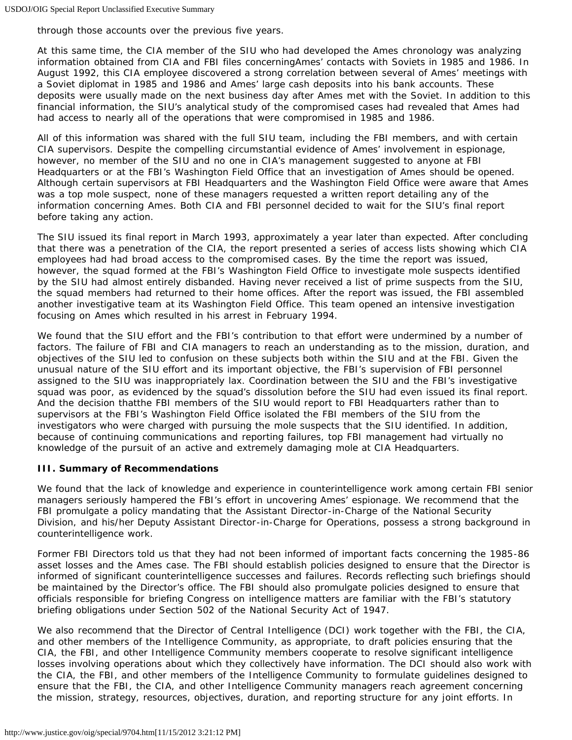through those accounts over the previous five years.

At this same time, the CIA member of the SIU who had developed the Ames chronology was analyzing information obtained from CIA and FBI files concerningAmes' contacts with Soviets in 1985 and 1986. In August 1992, this CIA employee discovered a strong correlation between several of Ames' meetings with a Soviet diplomat in 1985 and 1986 and Ames' large cash deposits into his bank accounts. These deposits were usually made on the next business day after Ames met with the Soviet. In addition to this financial information, the SIU's analytical study of the compromised cases had revealed that Ames had had access to nearly all of the operations that were compromised in 1985 and 1986.

All of this information was shared with the full SIU team, including the FBI members, and with certain CIA supervisors. Despite the compelling circumstantial evidence of Ames' involvement in espionage, however, no member of the SIU and no one in CIA's management suggested to anyone at FBI Headquarters or at the FBI's Washington Field Office that an investigation of Ames should be opened. Although certain supervisors at FBI Headquarters and the Washington Field Office were aware that Ames was a top mole suspect, none of these managers requested a written report detailing any of the information concerning Ames. Both CIA and FBI personnel decided to wait for the SIU's final report before taking any action.

The SIU issued its final report in March 1993, approximately a year later than expected. After concluding that there was a penetration of the CIA, the report presented a series of access lists showing which CIA employees had had broad access to the compromised cases. By the time the report was issued, however, the squad formed at the FBI's Washington Field Office to investigate mole suspects identified by the SIU had almost entirely disbanded. Having never received a list of prime suspects from the SIU, the squad members had returned to their home offices. After the report was issued, the FBI assembled another investigative team at its Washington Field Office. This team opened an intensive investigation focusing on Ames which resulted in his arrest in February 1994.

We found that the SIU effort and the FBI's contribution to that effort were undermined by a number of factors. The failure of FBI and CIA managers to reach an understanding as to the mission, duration, and objectives of the SIU led to confusion on these subjects both within the SIU and at the FBI. Given the unusual nature of the SIU effort and its important objective, the FBI's supervision of FBI personnel assigned to the SIU was inappropriately lax. Coordination between the SIU and the FBI's investigative squad was poor, as evidenced by the squad's dissolution before the SIU had even issued its final report. And the decision thatthe FBI members of the SIU would report to FBI Headquarters rather than to supervisors at the FBI's Washington Field Office isolated the FBI members of the SIU from the investigators who were charged with pursuing the mole suspects that the SIU identified. In addition, because of continuing communications and reporting failures, top FBI management had virtually no knowledge of the pursuit of an active and extremely damaging mole at CIA Headquarters.

### III. Summary of Recommendations

We found that the lack of knowledge and experience in counterintelligence work among certain FBI senior managers seriously hampered the FBI's effort in uncovering Ames' espionage. We recommend that the FBI promulgate a policy mandating that the Assistant Director-in-Charge of the National Security Division, and his/her Deputy Assistant Director-in-Charge for Operations, possess a strong background in counterintelligence work.

Former FBI Directors told us that they had not been informed of important facts concerning the 1985-86 asset losses and the Ames case. The FBI should establish policies designed to ensure that the Director is informed of significant counterintelligence successes and failures. Records reflecting such briefings should be maintained by the Director's office. The FBI should also promulgate policies designed to ensure that officials responsible for briefing Congress on intelligence matters are familiar with the FBI's statutory briefing obligations under Section 502 of the National Security Act of 1947.

We also recommend that the Director of Central Intelligence (DCI) work together with the FBI, the CIA, and other members of the Intelligence Community, as appropriate, to draft policies ensuring that the CIA, the FBI, and other Intelligence Community members cooperate to resolve significant intelligence losses involving operations about which they collectively have information. The DCI should also work with the CIA, the FBI, and other members of the Intelligence Community to formulate guidelines designed to ensure that the FBI, the CIA, and other Intelligence Community managers reach agreement concerning the mission, strategy, resources, objectives, duration, and reporting structure for any joint efforts. In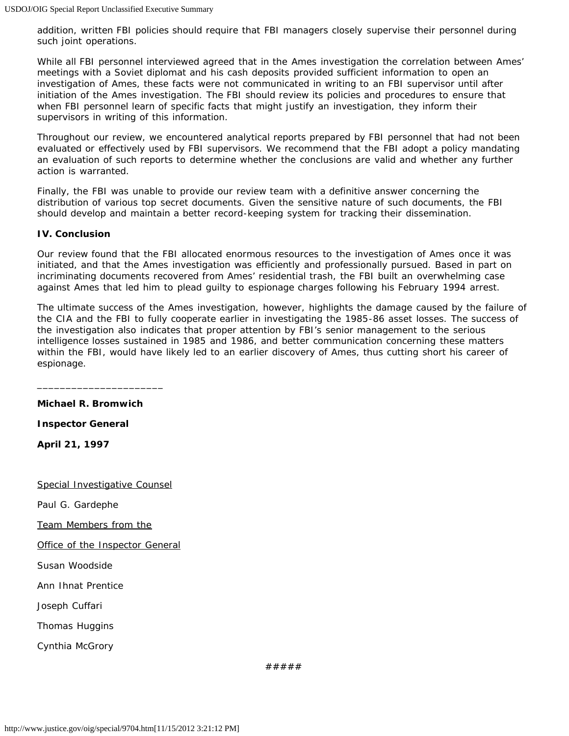addition, written FBI policies should require that FBI managers closely supervise their personnel during such joint operations.

While all FBI personnel interviewed agreed that in the Ames investigation the correlation between Ames' meetings with a Soviet diplomat and his cash deposits provided sufficient information to open an investigation of Ames, these facts were not communicated in writing to an FBI supervisor until after initiation of the Ames investigation. The FBI should review its policies and procedures to ensure that when FBI personnel learn of specific facts that might justify an investigation, they inform their supervisors in writing of this information.

Throughout our review, we encountered analytical reports prepared by FBI personnel that had not been evaluated or effectively used by FBI supervisors. We recommend that the FBI adopt a policy mandating an evaluation of such reports to determine whether the conclusions are valid and whether any further action is warranted.

Finally, the FBI was unable to provide our review team with a definitive answer concerning the distribution of various top secret documents. Given the sensitive nature of such documents, the FBI should develop and maintain a better record-keeping system for tracking their dissemination.

**IV. Conclusion**

Our review found that the FBI allocated enormous resources to the investigation of Ames once it was initiated, and that the Ames investigation was efficiently and professionally pursued. Based in part on incriminating documents recovered from Ames' residential trash, the FBI built an overwhelming case against Ames that led him to plead guilty to espionage charges following his February 1994 arrest.

The ultimate success of the Ames investigation, however, highlights the damage caused by the failure of the CIA and the FBI to fully cooperate earlier in investigating the 1985-86 asset losses. The success of the investigation also indicates that proper attention by FBI's senior management to the serious intelligence losses sustained in 1985 and 1986, and better communication concerning these matters within the FBI, would have likely led to an earlier discovery of Ames, thus cutting short his career of espionage.

______________________

**Michael R. Bromwich**

**Inspector General**

**April 21, 1997**

Special Investigative Counsel

Paul G. Gardephe

Team Members from the

Office of the Inspector General

Susan Woodside

Ann Ihnat Prentice

Joseph Cuffari

Thomas Huggins

Cynthia McGrory

#####